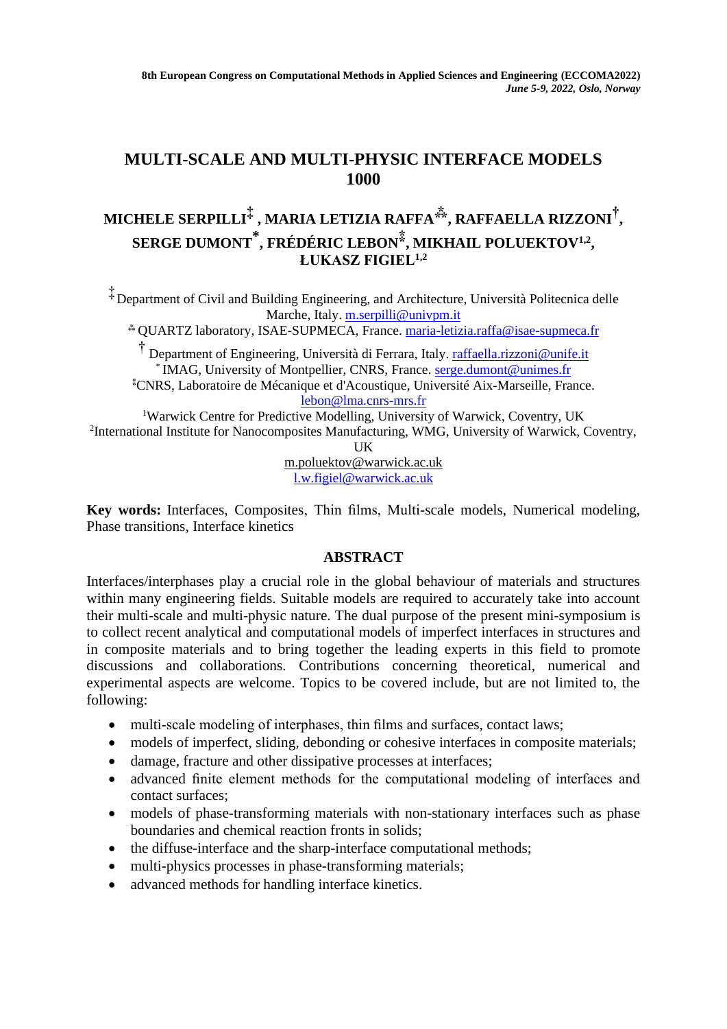8th European Congress on Computational Methods in Applied Sciences and Engineering (ECCOMA2022)
*June 5-9, 2022, Oslo, Norway*

# MULTI-SCALE AND MULTI-PHYSIC INTERFACE MODELS 1000

**MICHELE SERPILLI[‡], MARIA LETIZIA RAFFA[⁂], RAFFAELLA RIZZONI[†], SERGE DUMONT[*], FRÉDÉRIC LEBON[⁑], MIKHAIL POLUEKTOV[1,2], ŁUKASZ FIGIEL[1,2]**

[‡] Department of Civil and Building Engineering, and Architecture, Università Politecnica delle Marche, Italy. m.serpilli@univpm.it

[⁂] QUARTZ laboratory, ISAE-SUPMECA, France. maria-letizia.raffa@isae-supmeca.fr

[†] Department of Engineering, Università di Ferrara, Italy. raffaella.rizzoni@unife.it

[*] IMAG, University of Montpellier, CNRS, France. serge.dumont@unimes.fr

[⁑] CNRS, Laboratoire de Mécanique et d'Acoustique, Université Aix-Marseille, France. lebon@lma.cnrs-mrs.fr

[1] Warwick Centre for Predictive Modelling, University of Warwick, Coventry, UK

[2] International Institute for Nanocomposites Manufacturing, WMG, University of Warwick, Coventry, UK

m.poluektov@warwick.ac.uk

l.w.figiel@warwick.ac.uk

**Key words:** Interfaces, Composites, Thin films, Multi-scale models, Numerical modeling, Phase transitions, Interface kinetics

## ABSTRACT

Interfaces/interphases play a crucial role in the global behaviour of materials and structures within many engineering fields. Suitable models are required to accurately take into account their multi-scale and multi-physic nature. The dual purpose of the present mini-symposium is to collect recent analytical and computational models of imperfect interfaces in structures and in composite materials and to bring together the leading experts in this field to promote discussions and collaborations. Contributions concerning theoretical, numerical and experimental aspects are welcome. Topics to be covered include, but are not limited to, the following:

- multi-scale modeling of interphases, thin films and surfaces, contact laws;
- models of imperfect, sliding, debonding or cohesive interfaces in composite materials;
- damage, fracture and other dissipative processes at interfaces;
- advanced finite element methods for the computational modeling of interfaces and contact surfaces;
- models of phase-transforming materials with non-stationary interfaces such as phase boundaries and chemical reaction fronts in solids;
- the diffuse-interface and the sharp-interface computational methods;
- multi-physics processes in phase-transforming materials;
- advanced methods for handling interface kinetics.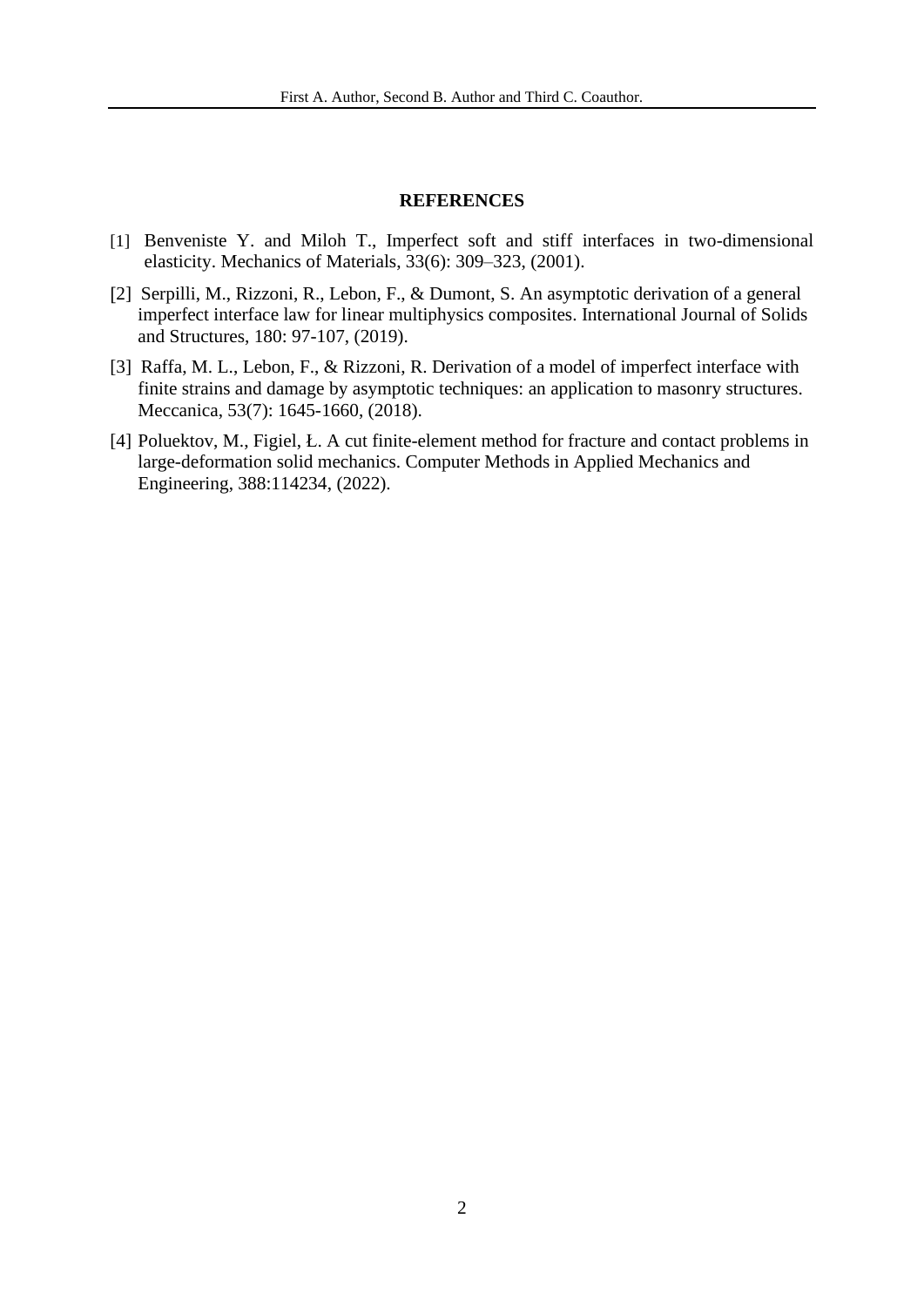## REFERENCES

[1] Benveniste Y. and Miloh T., Imperfect soft and stiff interfaces in two-dimensional elasticity. Mechanics of Materials, 33(6): 309–323, (2001).

[2] Serpilli, M., Rizzoni, R., Lebon, F., & Dumont, S. An asymptotic derivation of a general imperfect interface law for linear multiphysics composites. International Journal of Solids and Structures, 180: 97-107, (2019).

[3] Raffa, M. L., Lebon, F., & Rizzoni, R. Derivation of a model of imperfect interface with finite strains and damage by asymptotic techniques: an application to masonry structures. Meccanica, 53(7): 1645-1660, (2018).

[4] Poluektov, M., Figiel, Ł. A cut finite-element method for fracture and contact problems in large-deformation solid mechanics. Computer Methods in Applied Mechanics and Engineering, 388:114234, (2022).